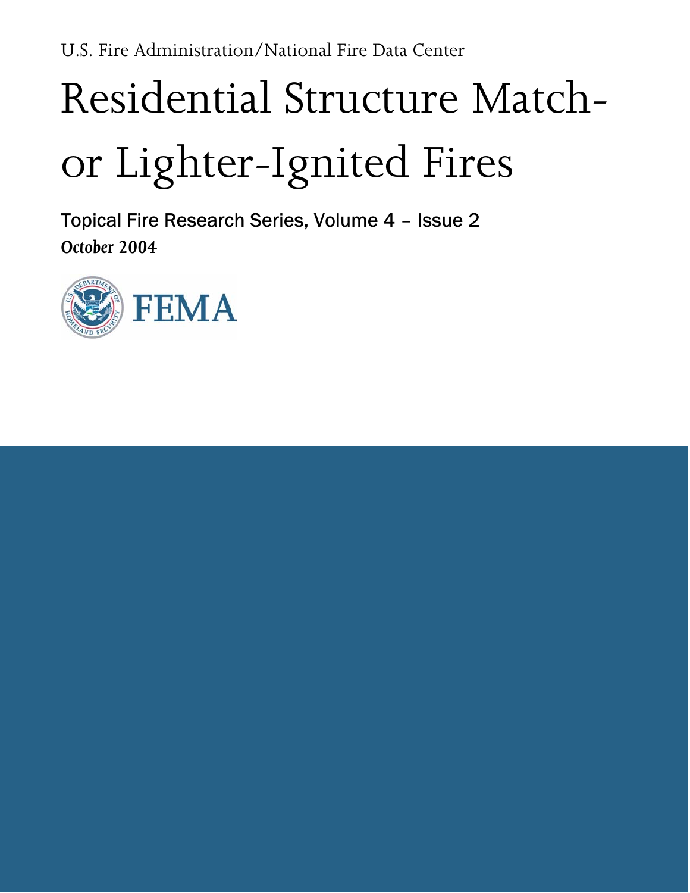U.S. Fire Administration/National Fire Data Center

# Residential Structure Match- or Lighter-Ignited Fires

Topical Fire Research Series, Volume 4 – Issue 2

*October 2004*

FEMA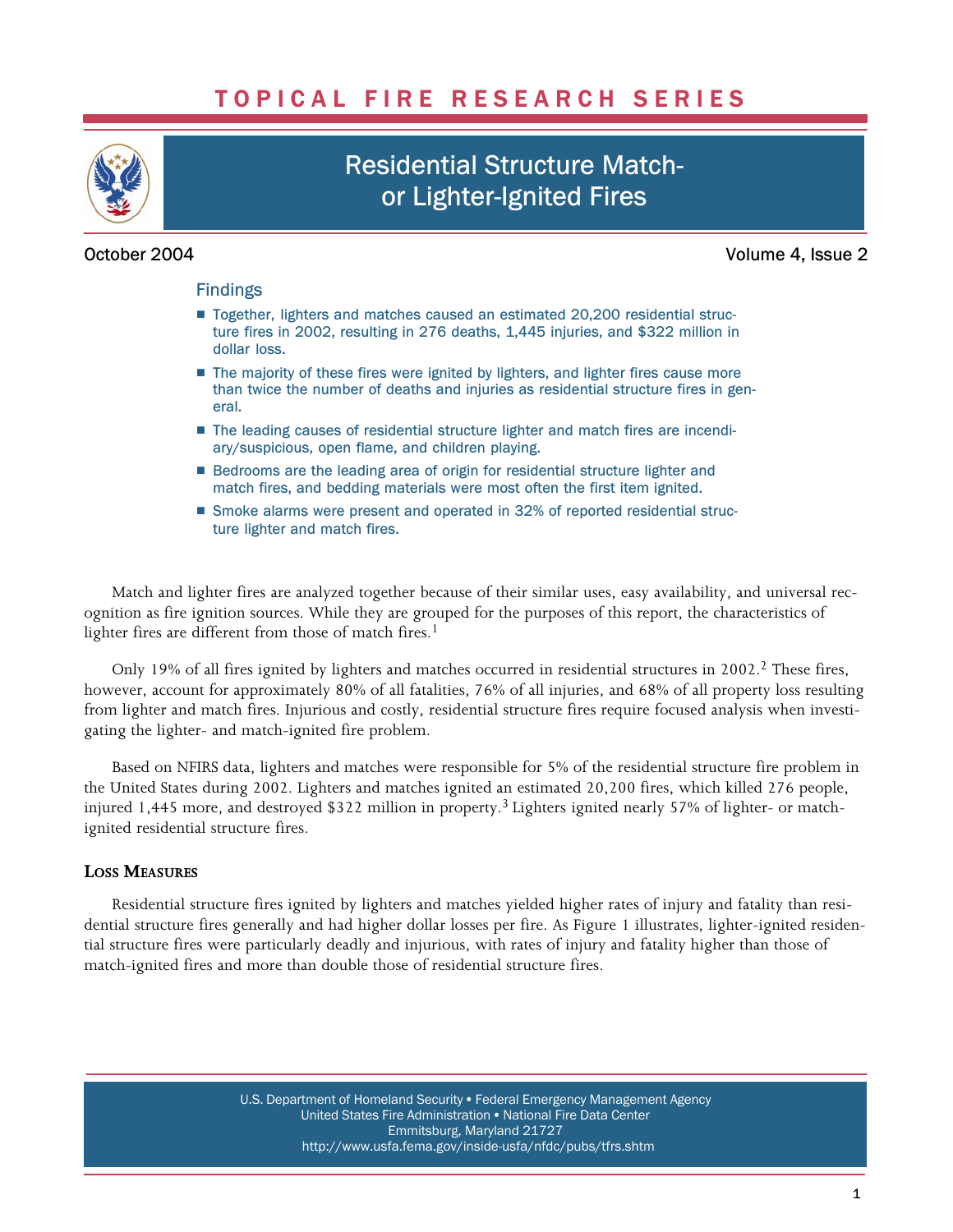# TOPICAL FIRE RESEARCH SERIES

## Residential Structure Match- or Lighter-Ignited Fires

October 2004 Volume 4, Issue 2

### Findings

- Together, lighters and matches caused an estimated 20,200 residential structure fires in 2002, resulting in 276 deaths, 1,445 injuries, and $322 million in dollar loss.
- The majority of these fires were ignited by lighters, and lighter fires cause more than twice the number of deaths and injuries as residential structure fires in general.
- The leading causes of residential structure lighter and match fires are incendiary/suspicious, open flame, and children playing.
- Bedrooms are the leading area of origin for residential structure lighter and match fires, and bedding materials were most often the first item ignited.
- Smoke alarms were present and operated in 32% of reported residential structure lighter and match fires.

Match and lighter fires are analyzed together because of their similar uses, easy availability, and universal recognition as fire ignition sources. While they are grouped for the purposes of this report, the characteristics of lighter fires are different from those of match fires.[1]

Only 19% of all fires ignited by lighters and matches occurred in residential structures in 2002.[2] These fires, however, account for approximately 80% of all fatalities, 76% of all injuries, and 68% of all property loss resulting from lighter and match fires. Injurious and costly, residential structure fires require focused analysis when investigating the lighter- and match-ignited fire problem.

Based on NFIRS data, lighters and matches were responsible for 5% of the residential structure fire problem in the United States during 2002. Lighters and matches ignited an estimated 20,200 fires, which killed 276 people, injured 1,445 more, and destroyed $322 million in property.[3] Lighters ignited nearly 57% of lighter- or match-ignited residential structure fires.

### Loss Measures

Residential structure fires ignited by lighters and matches yielded higher rates of injury and fatality than residential structure fires generally and had higher dollar losses per fire. As Figure 1 illustrates, lighter-ignited residential structure fires were particularly deadly and injurious, with rates of injury and fatality higher than those of match-ignited fires and more than double those of residential structure fires.

U.S. Department of Homeland Security • Federal Emergency Management Agency
United States Fire Administration • National Fire Data Center
Emmitsburg, Maryland 21727
http://www.usfa.fema.gov/inside-usfa/nfdc/pubs/tfrs.shtm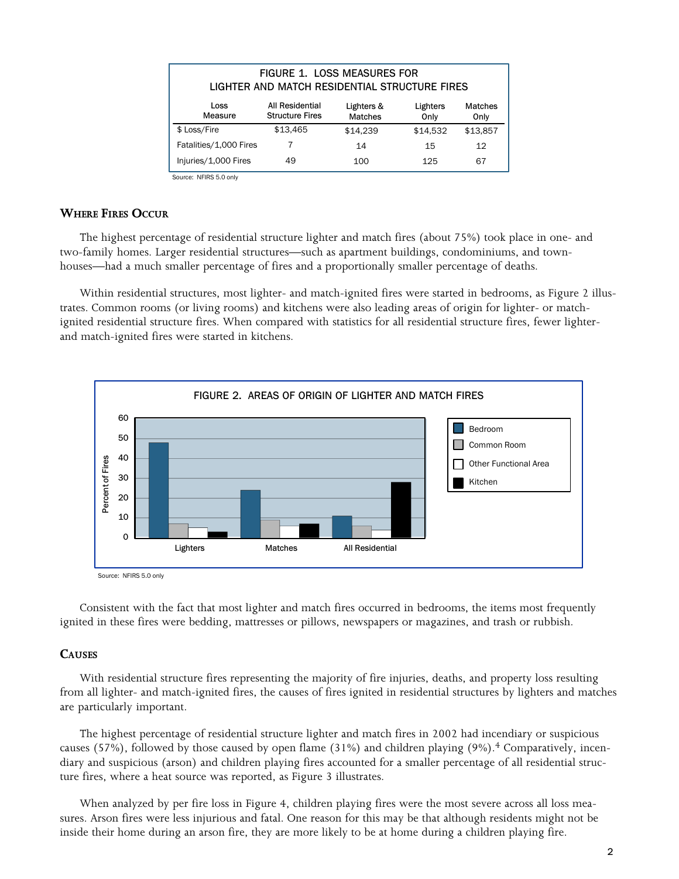**FIGURE 1. LOSS MEASURES FOR LIGHTER AND MATCH RESIDENTIAL STRUCTURE FIRES**

| Loss Measure | All Residential Structure Fires | Lighters & Matches | Lighters Only | Matches Only |
|---|---|---|---|---|
| $ Loss/Fire | $13,465 | $14,239 | $14,532 | $13,857 |
| Fatalities/1,000 Fires | 7 | 14 | 15 | 12 |
| Injuries/1,000 Fires | 49 | 100 | 125 | 67 |

Source: NFIRS 5.0 only

## Where Fires Occur

The highest percentage of residential structure lighter and match fires (about 75%) took place in one- and two-family homes. Larger residential structures—such as apartment buildings, condominiums, and townhouses—had a much smaller percentage of fires and a proportionally smaller percentage of deaths.

Within residential structures, most lighter- and match-ignited fires were started in bedrooms, as Figure 2 illustrates. Common rooms (or living rooms) and kitchens were also leading areas of origin for lighter- or match-ignited residential structure fires. When compared with statistics for all residential structure fires, fewer lighter- and match-ignited fires were started in kitchens.

FIGURE 2. AREAS OF ORIGIN OF LIGHTER AND MATCH FIRES

Source: NFIRS 5.0 only

Consistent with the fact that most lighter and match fires occurred in bedrooms, the items most frequently ignited in these fires were bedding, mattresses or pillows, newspapers or magazines, and trash or rubbish.

## Causes

With residential structure fires representing the majority of fire injuries, deaths, and property loss resulting from all lighter- and match-ignited fires, the causes of fires ignited in residential structures by lighters and matches are particularly important.

The highest percentage of residential structure lighter and match fires in 2002 had incendiary or suspicious causes (57%), followed by those caused by open flame (31%) and children playing (9%).[4] Comparatively, incendiary and suspicious (arson) and children playing fires accounted for a smaller percentage of all residential structure fires, where a heat source was reported, as Figure 3 illustrates.

When analyzed by per fire loss in Figure 4, children playing fires were the most severe across all loss measures. Arson fires were less injurious and fatal. One reason for this may be that although residents might not be inside their home during an arson fire, they are more likely to be at home during a children playing fire.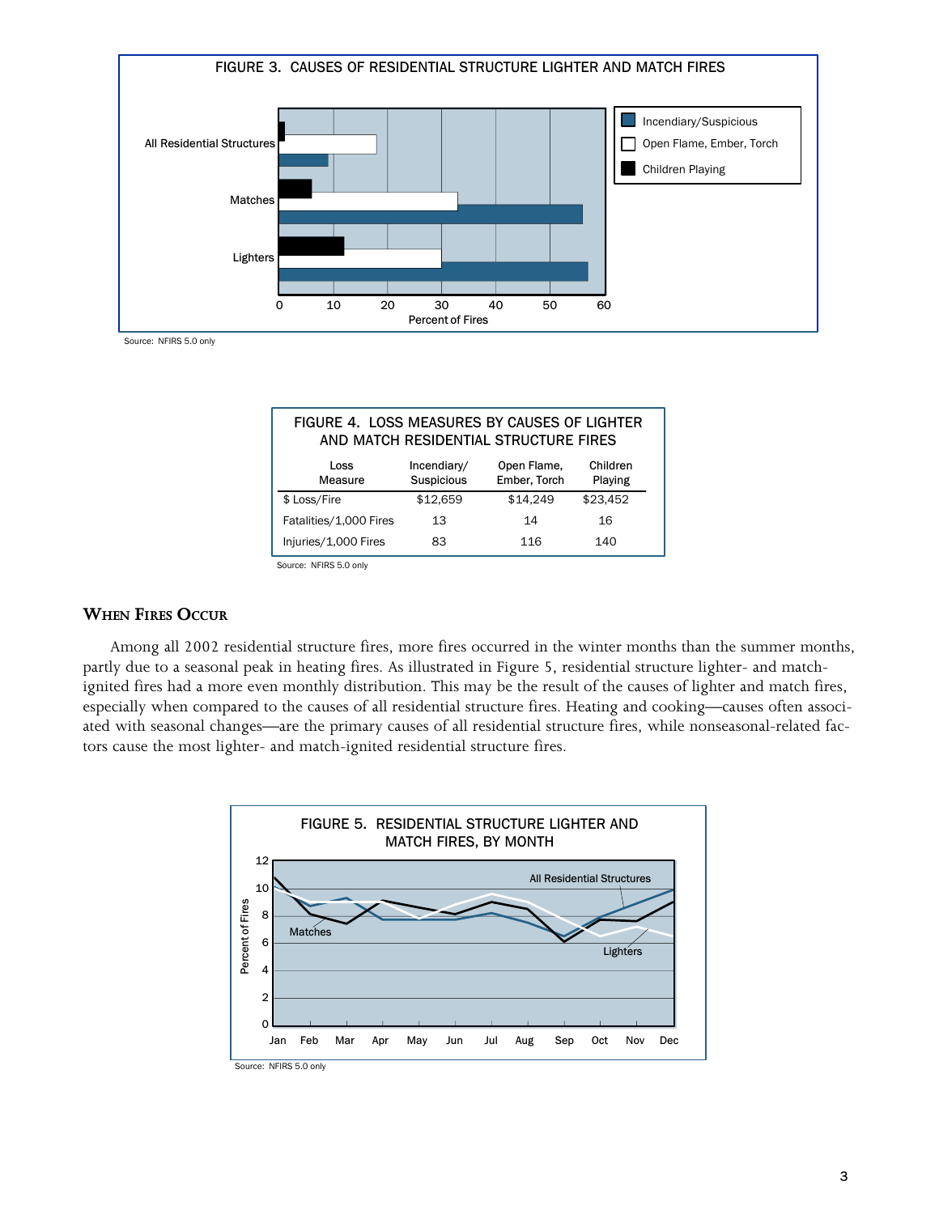FIGURE 3. CAUSES OF RESIDENTIAL STRUCTURE LIGHTER AND MATCH FIRES

Source: NFIRS 5.0 only

| FIGURE 4. LOSS MEASURES BY CAUSES OF LIGHTER AND MATCH RESIDENTIAL STRUCTURE FIRES | | | |
|---|---|---|---|
| Loss Measure | Incendiary/ Suspicious | Open Flame, Ember, Torch | Children Playing |
| $ Loss/Fire | $12,659 | $14,249 | $23,452 |
| Fatalities/1,000 Fires | 13 | 14 | 16 |
| Injuries/1,000 Fires | 83 | 116 | 140 |

Source: NFIRS 5.0 only

## When Fires Occur

Among all 2002 residential structure fires, more fires occurred in the winter months than the summer months, partly due to a seasonal peak in heating fires. As illustrated in Figure 5, residential structure lighter- and match-ignited fires had a more even monthly distribution. This may be the result of the causes of lighter and match fires, especially when compared to the causes of all residential structure fires. Heating and cooking—causes often associated with seasonal changes—are the primary causes of all residential structure fires, while nonseasonal-related factors cause the most lighter- and match-ignited residential structure fires.

FIGURE 5. RESIDENTIAL STRUCTURE LIGHTER AND MATCH FIRES, BY MONTH

Source: NFIRS 5.0 only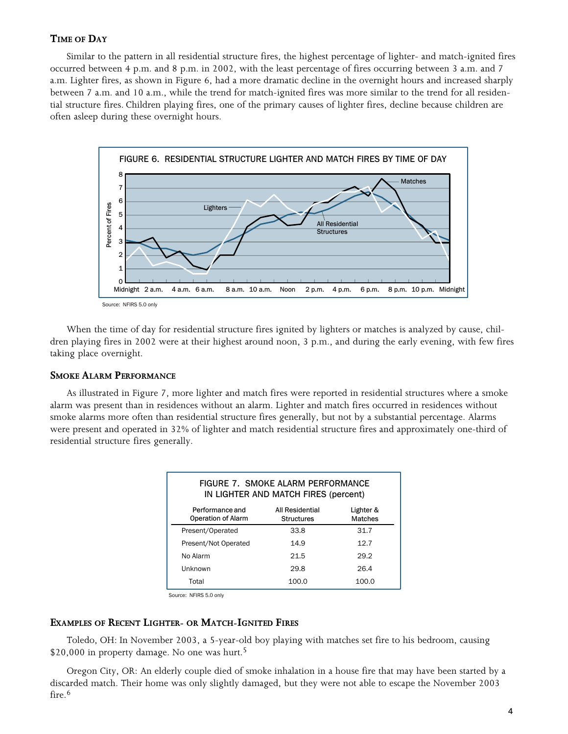### Time of Day

Similar to the pattern in all residential structure fires, the highest percentage of lighter- and match-ignited fires occurred between 4 p.m. and 8 p.m. in 2002, with the least percentage of fires occurring between 3 a.m. and 7 a.m. Lighter fires, as shown in Figure 6, had a more dramatic decline in the overnight hours and increased sharply between 7 a.m. and 10 a.m., while the trend for match-ignited fires was more similar to the trend for all residential structure fires. Children playing fires, one of the primary causes of lighter fires, decline because children are often asleep during these overnight hours.

FIGURE 6. RESIDENTIAL STRUCTURE LIGHTER AND MATCH FIRES BY TIME OF DAY

Source: NFIRS 5.0 only

When the time of day for residential structure fires ignited by lighters or matches is analyzed by cause, children playing fires in 2002 were at their highest around noon, 3 p.m., and during the early evening, with few fires taking place overnight.

### Smoke Alarm Performance

As illustrated in Figure 7, more lighter and match fires were reported in residential structures where a smoke alarm was present than in residences without an alarm. Lighter and match fires occurred in residences without smoke alarms more often than residential structure fires generally, but not by a substantial percentage. Alarms were present and operated in 32% of lighter and match residential structure fires and approximately one-third of residential structure fires generally.

FIGURE 7. SMOKE ALARM PERFORMANCE IN LIGHTER AND MATCH FIRES (percent)

| Performance and Operation of Alarm | All Residential Structures | Lighter & Matches |
|---|---|---|
| Present/Operated | 33.8 | 31.7 |
| Present/Not Operated | 14.9 | 12.7 |
| No Alarm | 21.5 | 29.2 |
| Unknown | 29.8 | 26.4 |
| Total | 100.0 | 100.0 |

Source: NFIRS 5.0 only

### Examples of Recent Lighter- or Match-Ignited Fires

Toledo, OH: In November 2003, a 5-year-old boy playing with matches set fire to his bedroom, causing $20,000 in property damage. No one was hurt.[5]

Oregon City, OR: An elderly couple died of smoke inhalation in a house fire that may have been started by a discarded match. Their home was only slightly damaged, but they were not able to escape the November 2003 fire.[6]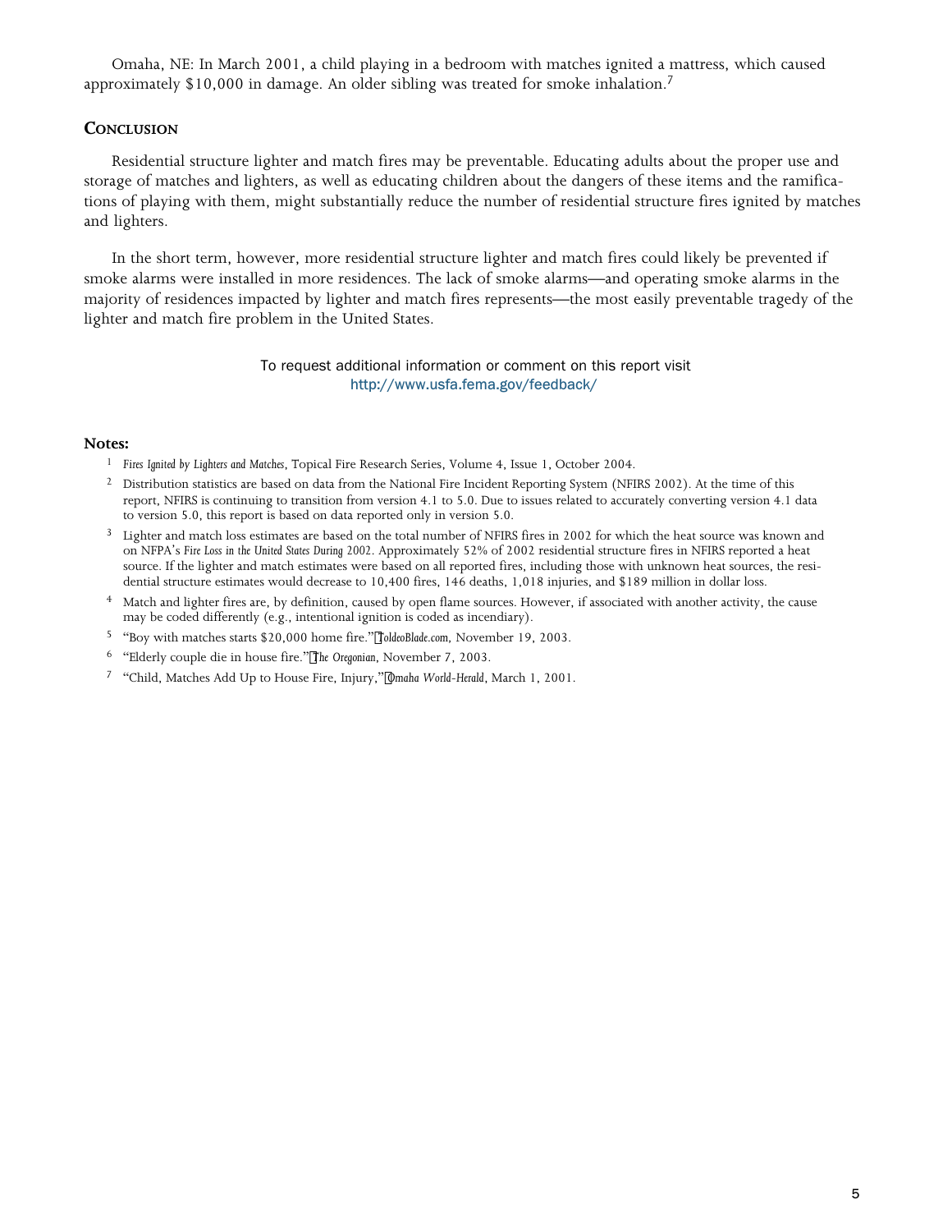Omaha, NE: In March 2001, a child playing in a bedroom with matches ignited a mattress, which caused approximately $10,000 in damage. An older sibling was treated for smoke inhalation.[7]

## Conclusion

Residential structure lighter and match fires may be preventable. Educating adults about the proper use and storage of matches and lighters, as well as educating children about the dangers of these items and the ramifications of playing with them, might substantially reduce the number of residential structure fires ignited by matches and lighters.

In the short term, however, more residential structure lighter and match fires could likely be prevented if smoke alarms were installed in more residences. The lack of smoke alarms—and operating smoke alarms in the majority of residences impacted by lighter and match fires represents—the most easily preventable tragedy of the lighter and match fire problem in the United States.

To request additional information or comment on this report visit
http://www.usfa.fema.gov/feedback/

**Notes:**

1. *Fires Ignited by Lighters and Matches*, Topical Fire Research Series, Volume 4, Issue 1, October 2004.
2. Distribution statistics are based on data from the National Fire Incident Reporting System (NFIRS 2002). At the time of this report, NFIRS is continuing to transition from version 4.1 to 5.0. Due to issues related to accurately converting version 4.1 data to version 5.0, this report is based on data reported only in version 5.0.
3. Lighter and match loss estimates are based on the total number of NFIRS fires in 2002 for which the heat source was known and on NFPA's *Fire Loss in the United States During 2002*. Approximately 52% of 2002 residential structure fires in NFIRS reported a heat source. If the lighter and match estimates were based on all reported fires, including those with unknown heat sources, the residential structure estimates would decrease to 10,400 fires, 146 deaths, 1,018 injuries, and $189 million in dollar loss.
4. Match and lighter fires are, by definition, caused by open flame sources. However, if associated with another activity, the cause may be coded differently (e.g., intentional ignition is coded as incendiary).
5. "Boy with matches starts $20,000 home fire." *ToldeoBlade.com*, November 19, 2003.
6. "Elderly couple die in house fire." *The Oregonian*, November 7, 2003.
7. "Child, Matches Add Up to House Fire, Injury," *Omaha World-Herald*, March 1, 2001.